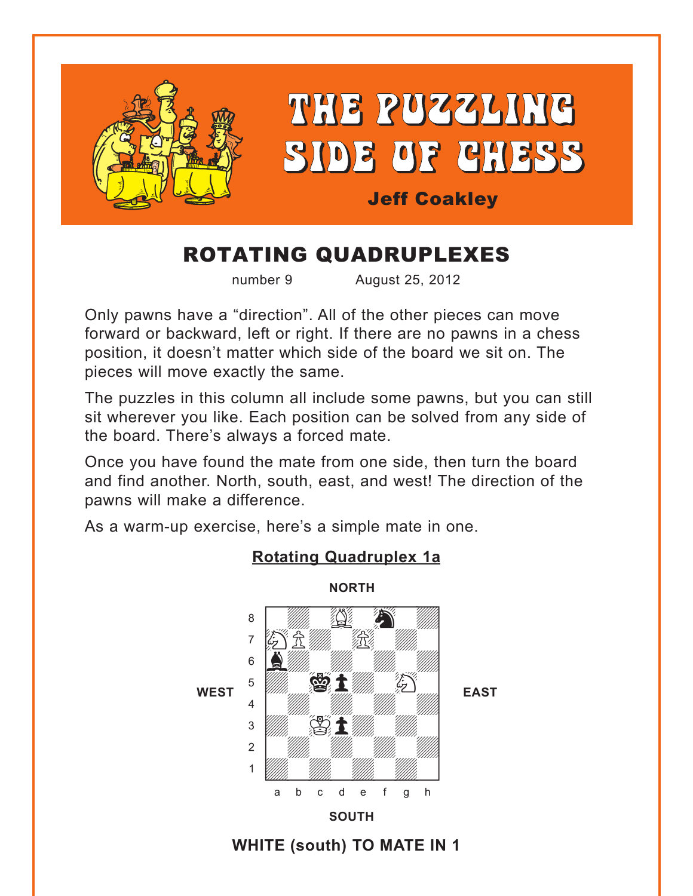# THE PUZZLING SIDE OF CHESS

**Jeff Coakley**

## ROTATING QUADRUPLEXES

number 9 August 25, 2012

Only pawns have a "direction". All of the other pieces can move forward or backward, left or right. If there are no pawns in a chess position, it doesn't matter which side of the board we sit on. The pieces will move exactly the same.

The puzzles in this column all include some pawns, but you can still sit wherever you like. Each position can be solved from any side of the board. There's always a forced mate.

Once you have found the mate from one side, then turn the board and find another. North, south, east, and west! The direction of the pawns will make a difference.

As a warm-up exercise, here's a simple mate in one.

### Rotating Quadruplex 1a

NORTH

WEST

EAST

SOUTH

8
7
6
5
4
3
2
1

a b c d e f g h

**WHITE (south) TO MATE IN 1**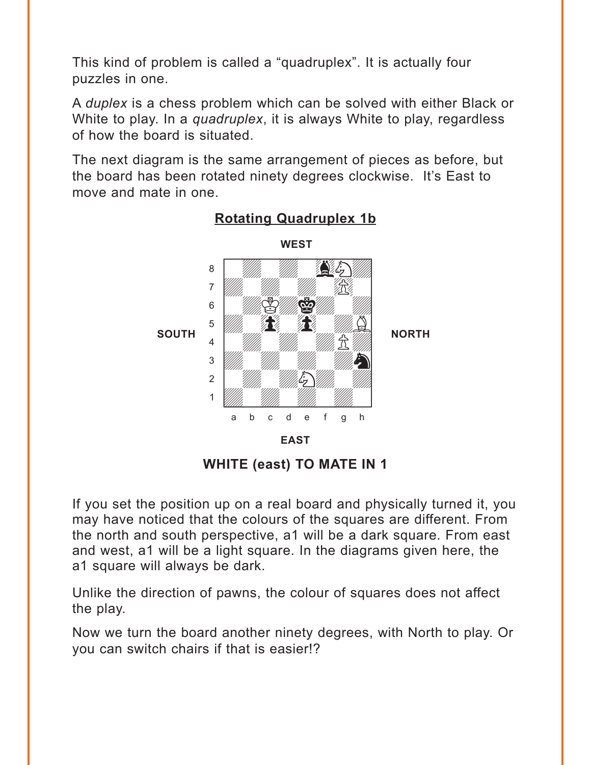This kind of problem is called a "quadruplex". It is actually four puzzles in one.

A *duplex* is a chess problem which can be solved with either Black or White to play. In a *quadruplex*, it is always White to play, regardless of how the board is situated.

The next diagram is the same arrangement of pieces as before, but the board has been rotated ninety degrees clockwise. It's East to move and mate in one.

**Rotating Quadruplex 1b**

WEST

SOUTH

NORTH

EAST

**WHITE (east) TO MATE IN 1**

If you set the position up on a real board and physically turned it, you may have noticed that the colours of the squares are different. From the north and south perspective, a1 will be a dark square. From east and west, a1 will be a light square. In the diagrams given here, the a1 square will always be dark.

Unlike the direction of pawns, the colour of squares does not affect the play.

Now we turn the board another ninety degrees, with North to play. Or you can switch chairs if that is easier!?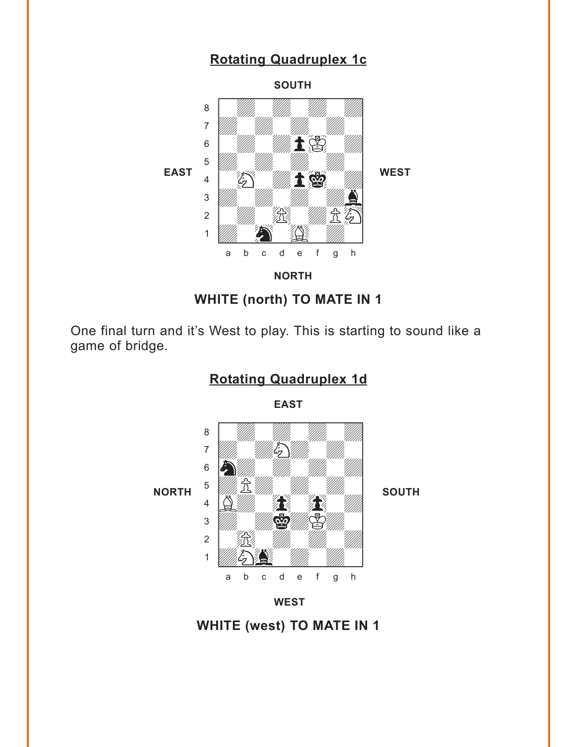## Rotating Quadruplex 1c

SOUTH

EAST

WEST

NORTH

**WHITE (north) TO MATE IN 1**

One final turn and it's West to play. This is starting to sound like a game of bridge.

## Rotating Quadruplex 1d

EAST

NORTH

SOUTH

WEST

**WHITE (west) TO MATE IN 1**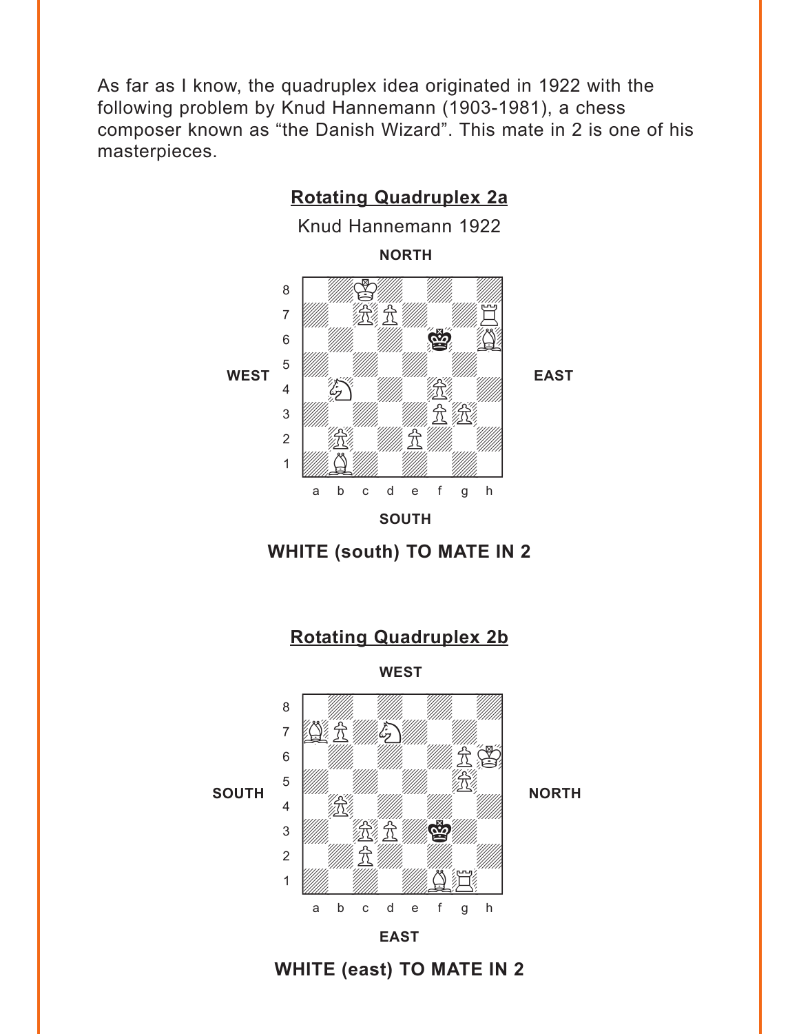As far as I know, the quadruplex idea originated in 1922 with the following problem by Knud Hannemann (1903-1981), a chess composer known as “the Danish Wizard”. This mate in 2 is one of his masterpieces.

**Rotating Quadruplex 2a**

Knud Hannemann 1922

NORTH

WEST

EAST

SOUTH

**WHITE (south) TO MATE IN 2**

**Rotating Quadruplex 2b**

WEST

SOUTH

NORTH

EAST

**WHITE (east) TO MATE IN 2**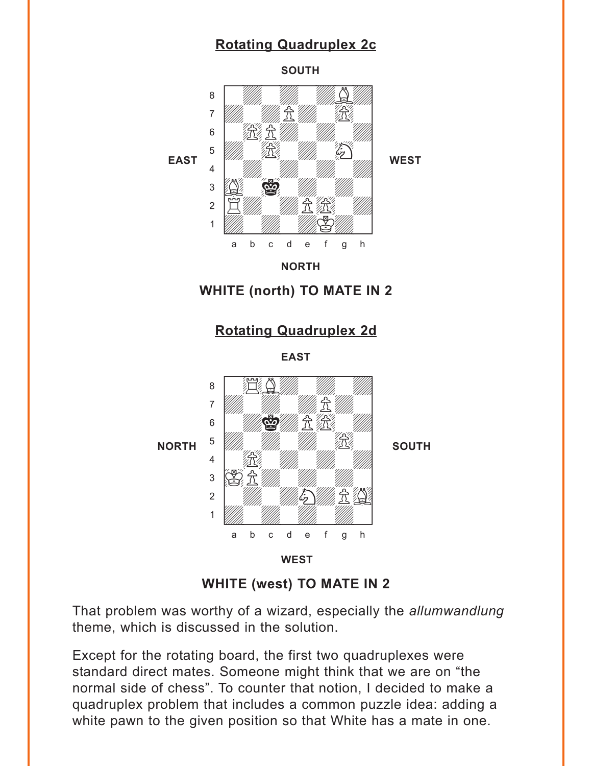## Rotating Quadruplex 2c

SOUTH

EAST

WEST

NORTH

**WHITE (north) TO MATE IN 2**

## Rotating Quadruplex 2d

EAST

NORTH

SOUTH

WEST

**WHITE (west) TO MATE IN 2**

That problem was worthy of a wizard, especially the *allumwandlung* theme, which is discussed in the solution.

Except for the rotating board, the first two quadruplexes were standard direct mates. Someone might think that we are on "the normal side of chess". To counter that notion, I decided to make a quadruplex problem that includes a common puzzle idea: adding a white pawn to the given position so that White has a mate in one.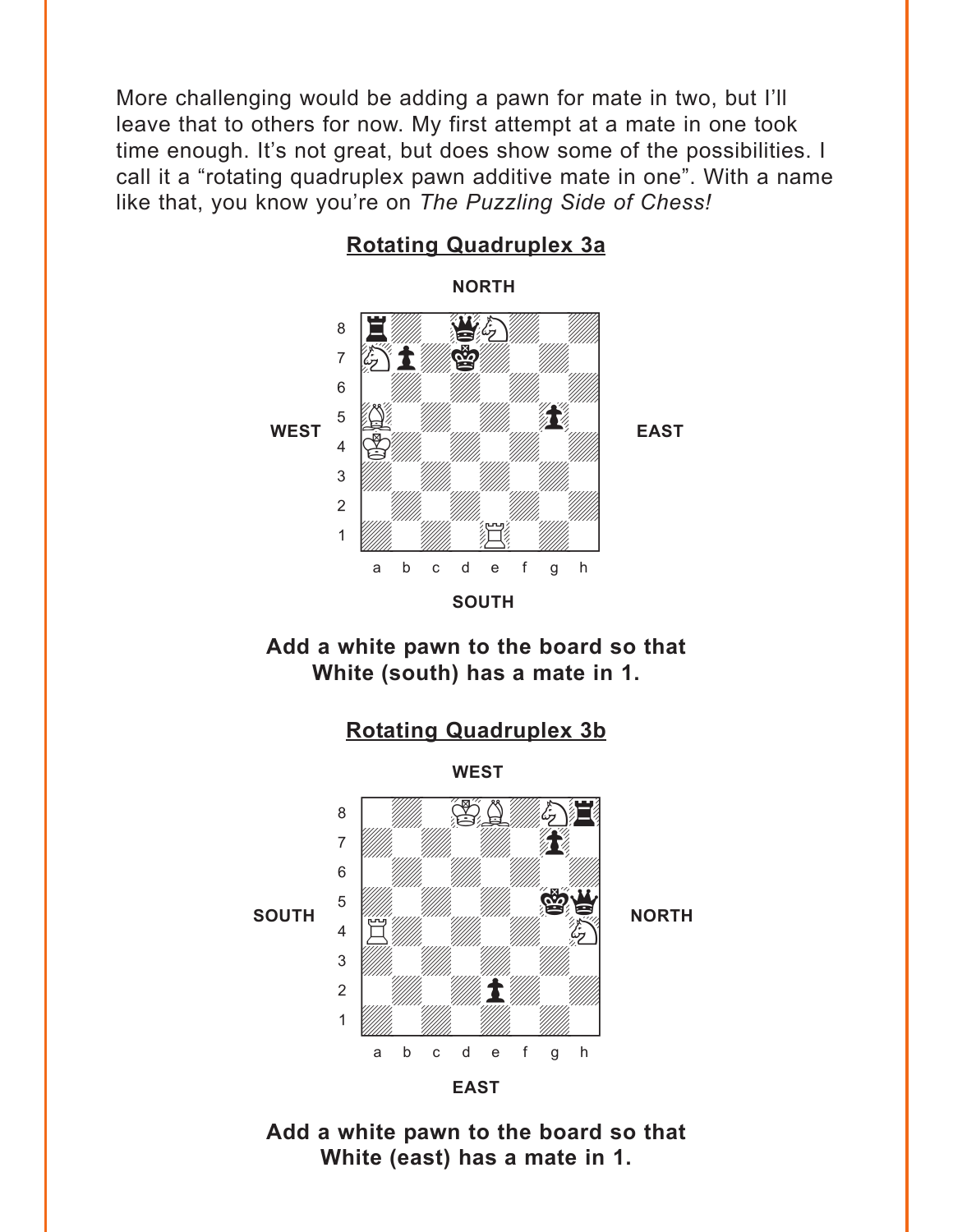More challenging would be adding a pawn for mate in two, but I'll leave that to others for now. My first attempt at a mate in one took time enough. It's not great, but does show some of the possibilities. I call it a "rotating quadruplex pawn additive mate in one". With a name like that, you know you're on *The Puzzling Side of Chess!*

## Rotating Quadruplex 3a

NORTH

WEST

EAST

SOUTH

8
7
6
5
4
3
2
1

a b c d e f g h

**Add a white pawn to the board so that White (south) has a mate in 1.**

## Rotating Quadruplex 3b

WEST

SOUTH

NORTH

EAST

8
7
6
5
4
3
2
1

a b c d e f g h

**Add a white pawn to the board so that White (east) has a mate in 1.**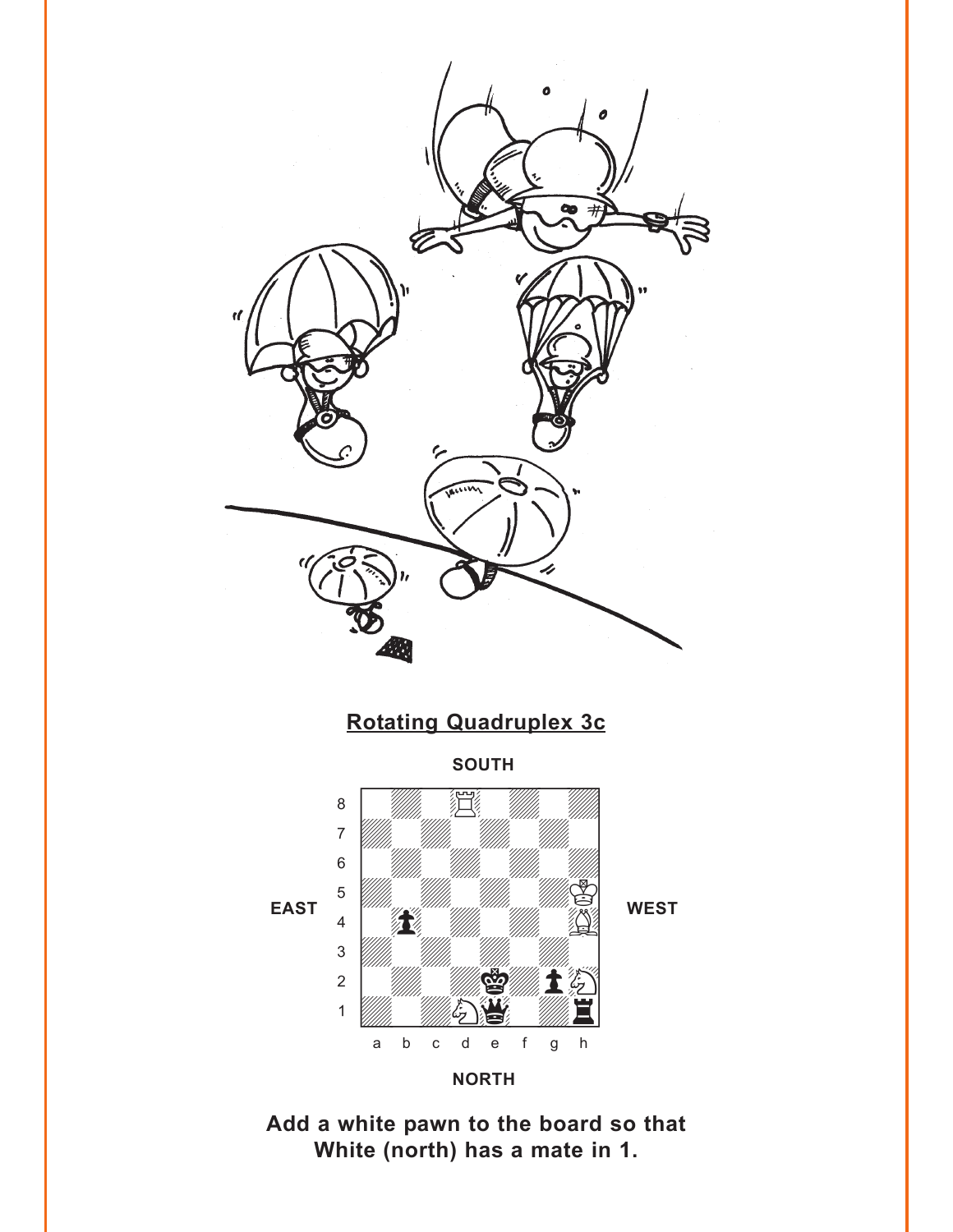## Rotating Quadruplex 3c

SOUTH

EAST

WEST

NORTH

8
7
6
5
4
3
2
1

a b c d e f g h

**Add a white pawn to the board so that White (north) has a mate in 1.**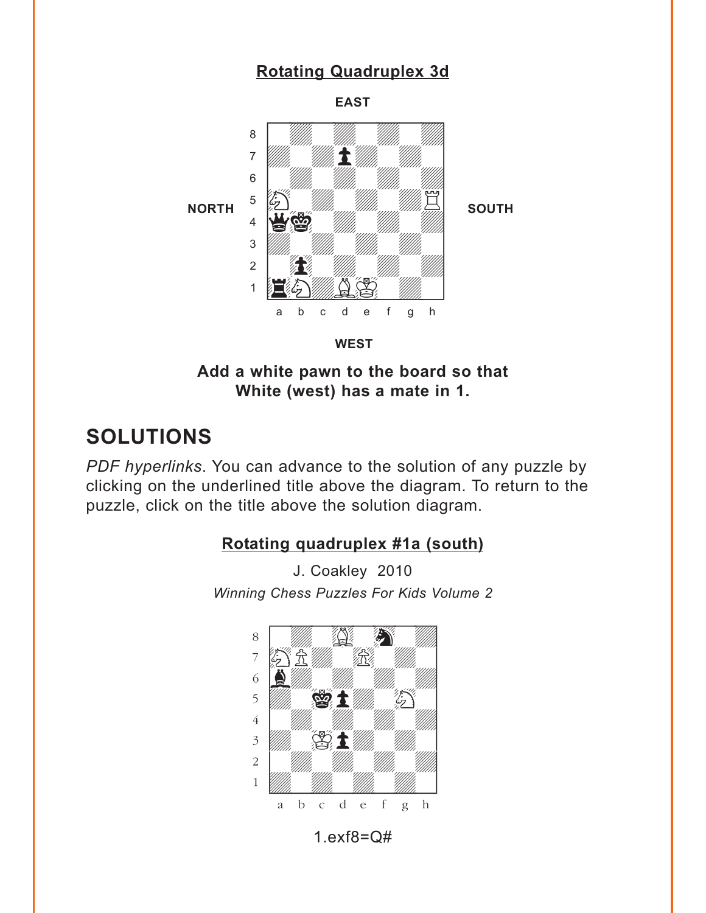## Rotating Quadruplex 3d

EAST

NORTH

SOUTH

WEST

**Add a white pawn to the board so that White (west) has a mate in 1.**

# SOLUTIONS

*PDF hyperlinks*. You can advance to the solution of any puzzle by clicking on the underlined title above the diagram. To return to the puzzle, click on the title above the solution diagram.

### Rotating quadruplex #1a (south)

J. Coakley 2010

*Winning Chess Puzzles For Kids Volume 2*

1.exf8=Q#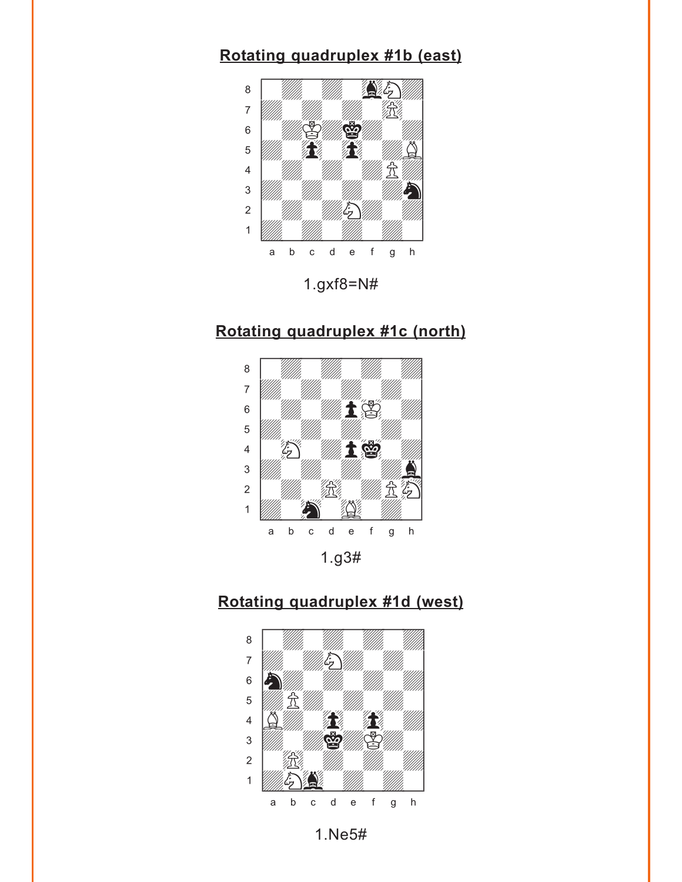## Rotating quadruplex #1b (east)

1.gxf8=N#

## Rotating quadruplex #1c (north)

1.g3#

## Rotating quadruplex #1d (west)

1.Ne5#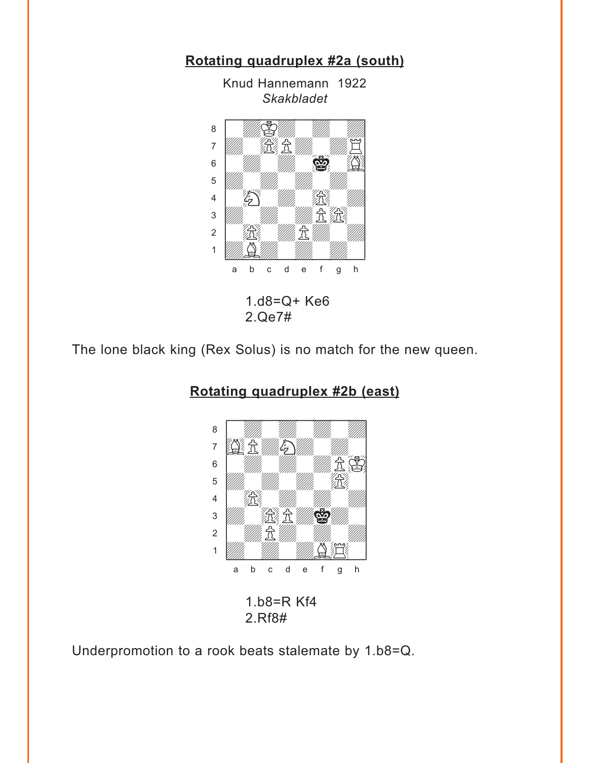## Rotating quadruplex #2a (south)

Knud Hannemann 1922
*Skakbladet*

8
7
6
5
4
3
2
1

a b c d e f g h

1.d8=Q+ Ke6
2.Qe7#

The lone black king (Rex Solus) is no match for the new queen.

## Rotating quadruplex #2b (east)

8
7
6
5
4
3
2
1

a b c d e f g h

1.b8=R Kf4
2.Rf8#

Underpromotion to a rook beats stalemate by 1.b8=Q.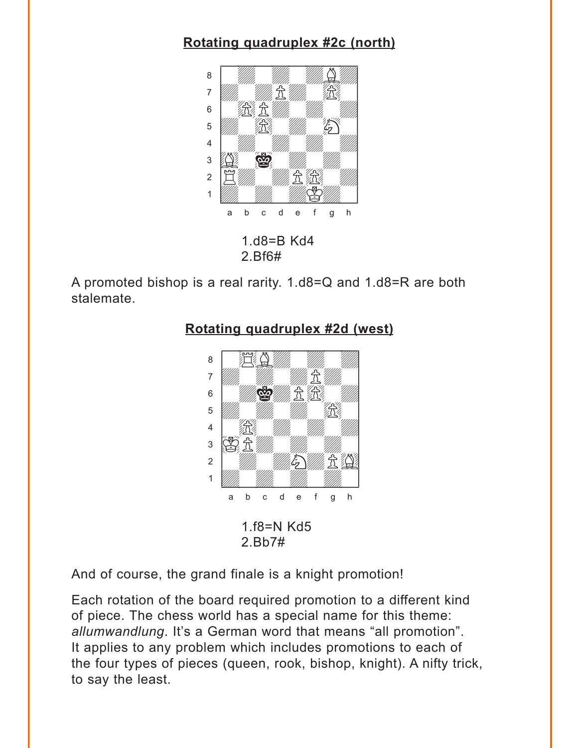**Rotating quadruplex #2c (north)**

1.d8=B Kd4
2.Bf6#

A promoted bishop is a real rarity. 1.d8=Q and 1.d8=R are both stalemate.

**Rotating quadruplex #2d (west)**

1.f8=N Kd5
2.Bb7#

And of course, the grand finale is a knight promotion!

Each rotation of the board required promotion to a different kind of piece. The chess world has a special name for this theme: *allumwandlung*. It's a German word that means "all promotion". It applies to any problem which includes promotions to each of the four types of pieces (queen, rook, bishop, knight). A nifty trick, to say the least.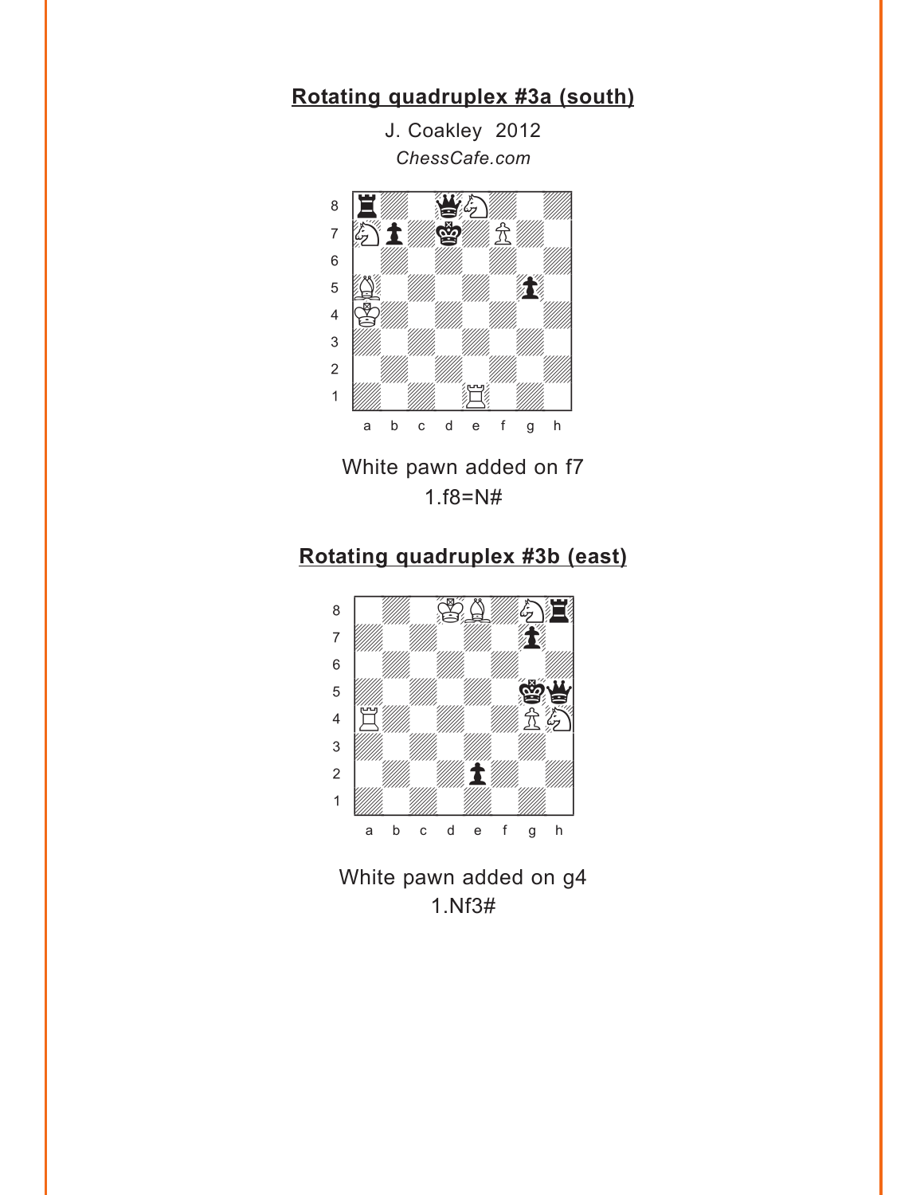## Rotating quadruplex #3a (south)

J. Coakley 2012

*ChessCafe.com*

White pawn added on f7

1.f8=N#

## Rotating quadruplex #3b (east)

White pawn added on g4

1.Nf3#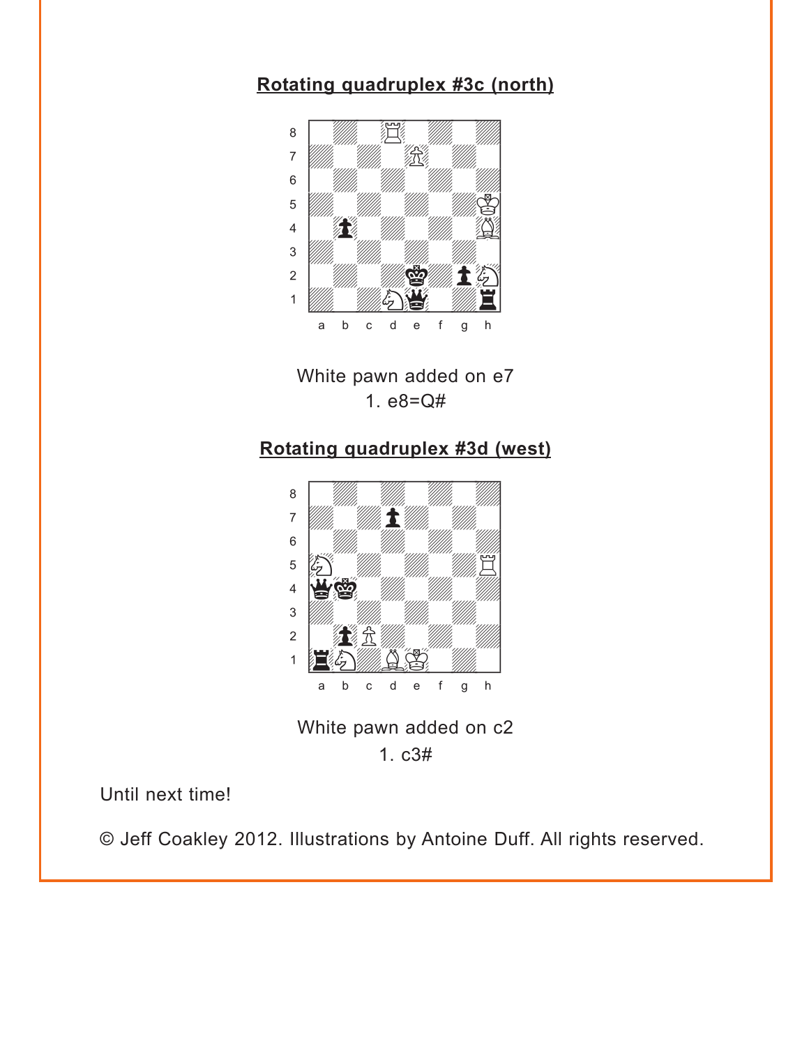## Rotating quadruplex #3c (north)

White pawn added on e7
1. e8=Q#

## Rotating quadruplex #3d (west)

White pawn added on c2
1. c3#

Until next time!

© Jeff Coakley 2012. Illustrations by Antoine Duff. All rights reserved.